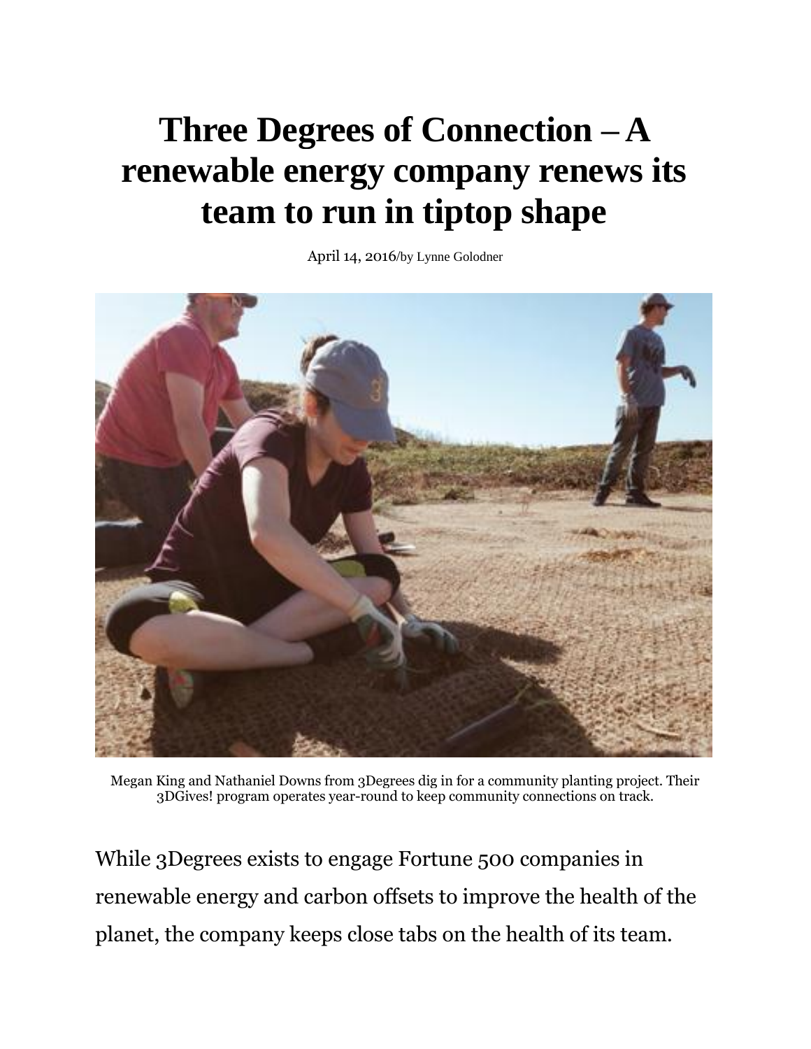# Three Degrees of Connection – A renewable energy company renews its team to run in tiptop shape

April 14, 2016/by Lynne Golodner

Megan King and Nathaniel Downs from 3Degrees dig in for a community planting project. Their 3DGives! program operates year-round to keep community connections on track.

While 3Degrees exists to engage Fortune 500 companies in renewable energy and carbon offsets to improve the health of the planet, the company keeps close tabs on the health of its team.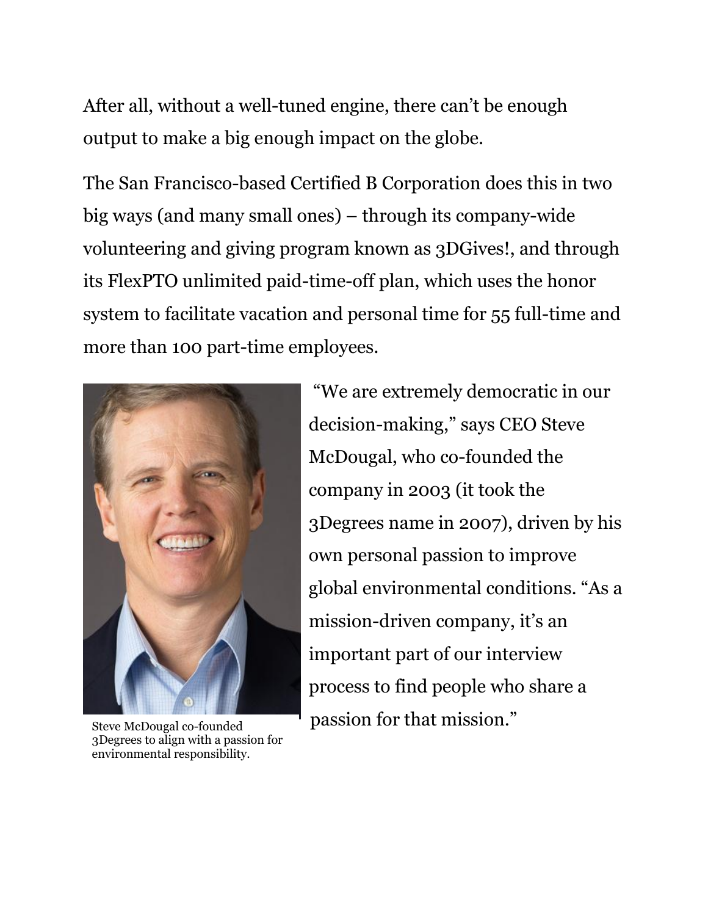After all, without a well-tuned engine, there can't be enough output to make a big enough impact on the globe.

The San Francisco-based Certified B Corporation does this in two big ways (and many small ones) – through its company-wide volunteering and giving program known as 3DGives!, and through its FlexPTO unlimited paid-time-off plan, which uses the honor system to facilitate vacation and personal time for 55 full-time and more than 100 part-time employees.

Steve McDougal co-founded 3Degrees to align with a passion for environmental responsibility.

"We are extremely democratic in our decision-making," says CEO Steve McDougal, who co-founded the company in 2003 (it took the 3Degrees name in 2007), driven by his own personal passion to improve global environmental conditions. "As a mission-driven company, it's an important part of our interview process to find people who share a passion for that mission."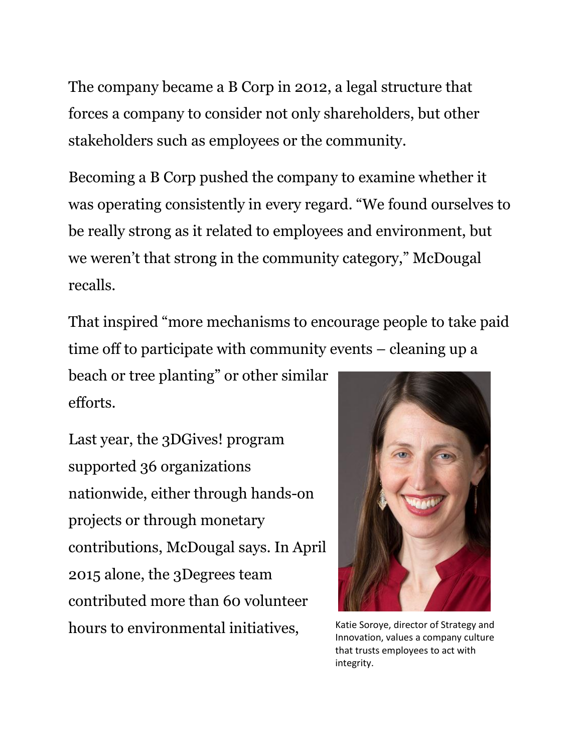The company became a B Corp in 2012, a legal structure that forces a company to consider not only shareholders, but other stakeholders such as employees or the community.

Becoming a B Corp pushed the company to examine whether it was operating consistently in every regard. "We found ourselves to be really strong as it related to employees and environment, but we weren't that strong in the community category," McDougal recalls.

That inspired "more mechanisms to encourage people to take paid time off to participate with community events – cleaning up a beach or tree planting" or other similar efforts.

Last year, the 3DGives! program supported 36 organizations nationwide, either through hands-on projects or through monetary contributions, McDougal says. In April 2015 alone, the 3Degrees team contributed more than 60 volunteer hours to environmental initiatives,

Katie Soroye, director of Strategy and Innovation, values a company culture that trusts employees to act with integrity.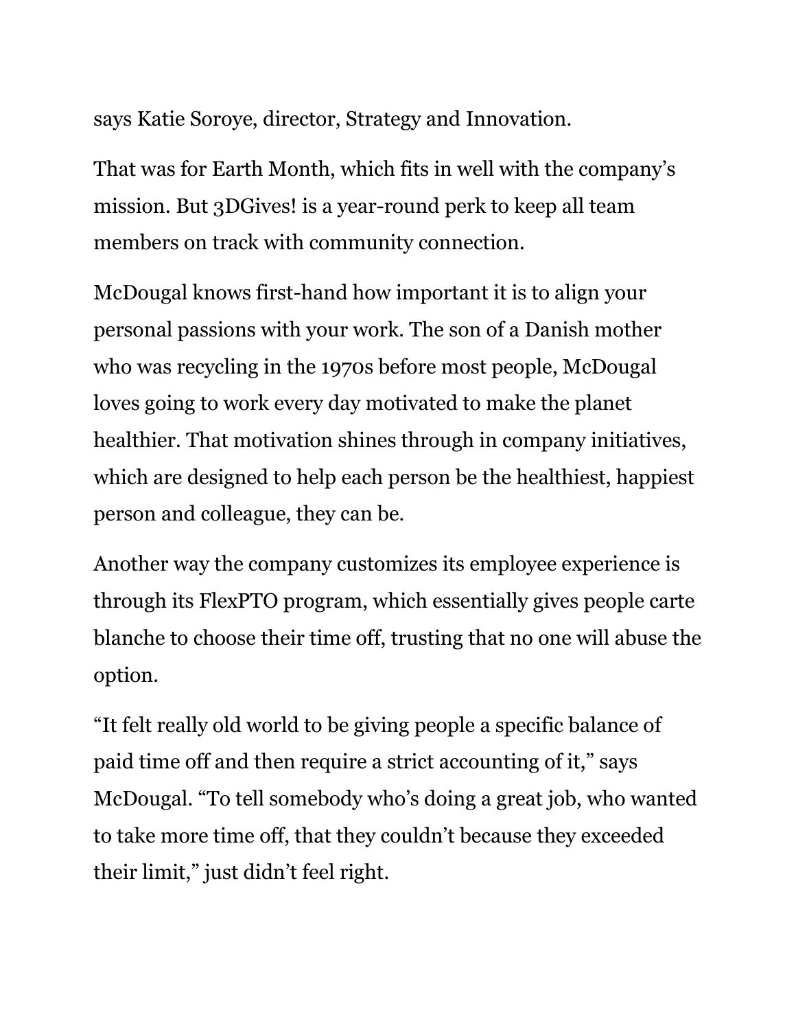says Katie Soroye, director, Strategy and Innovation.

That was for Earth Month, which fits in well with the company's mission. But 3DGives! is a year-round perk to keep all team members on track with community connection.

McDougal knows first-hand how important it is to align your personal passions with your work. The son of a Danish mother who was recycling in the 1970s before most people, McDougal loves going to work every day motivated to make the planet healthier. That motivation shines through in company initiatives, which are designed to help each person be the healthiest, happiest person and colleague, they can be.

Another way the company customizes its employee experience is through its FlexPTO program, which essentially gives people carte blanche to choose their time off, trusting that no one will abuse the option.

"It felt really old world to be giving people a specific balance of paid time off and then require a strict accounting of it," says McDougal. "To tell somebody who's doing a great job, who wanted to take more time off, that they couldn't because they exceeded their limit," just didn't feel right.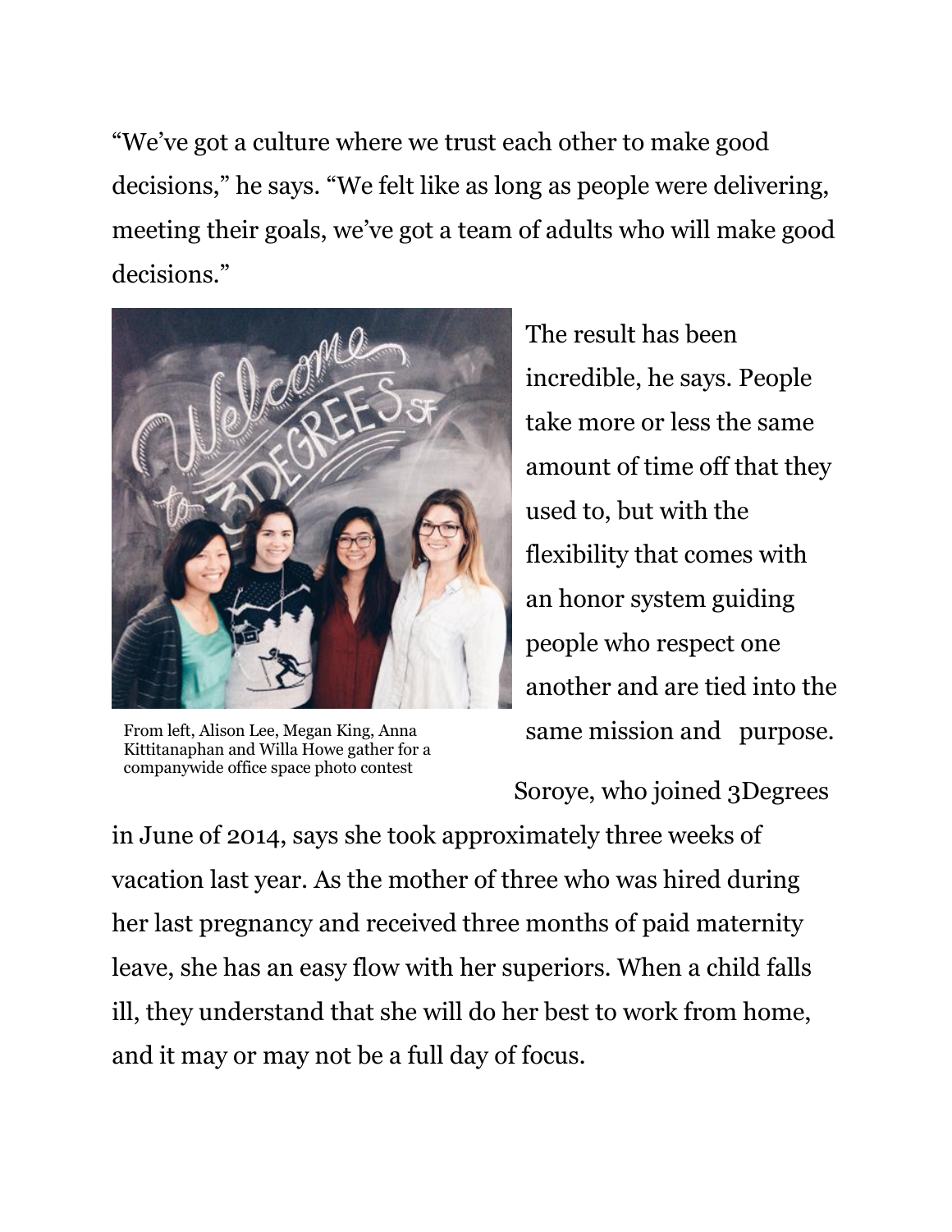"We've got a culture where we trust each other to make good decisions," he says. "We felt like as long as people were delivering, meeting their goals, we've got a team of adults who will make good decisions."

From left, Alison Lee, Megan King, Anna Kittitanaphan and Willa Howe gather for a companywide office space photo contest

The result has been incredible, he says. People take more or less the same amount of time off that they used to, but with the flexibility that comes with an honor system guiding people who respect one another and are tied into the same mission and purpose.

Soroye, who joined 3Degrees in June of 2014, says she took approximately three weeks of vacation last year. As the mother of three who was hired during her last pregnancy and received three months of paid maternity leave, she has an easy flow with her superiors. When a child falls ill, they understand that she will do her best to work from home, and it may or may not be a full day of focus.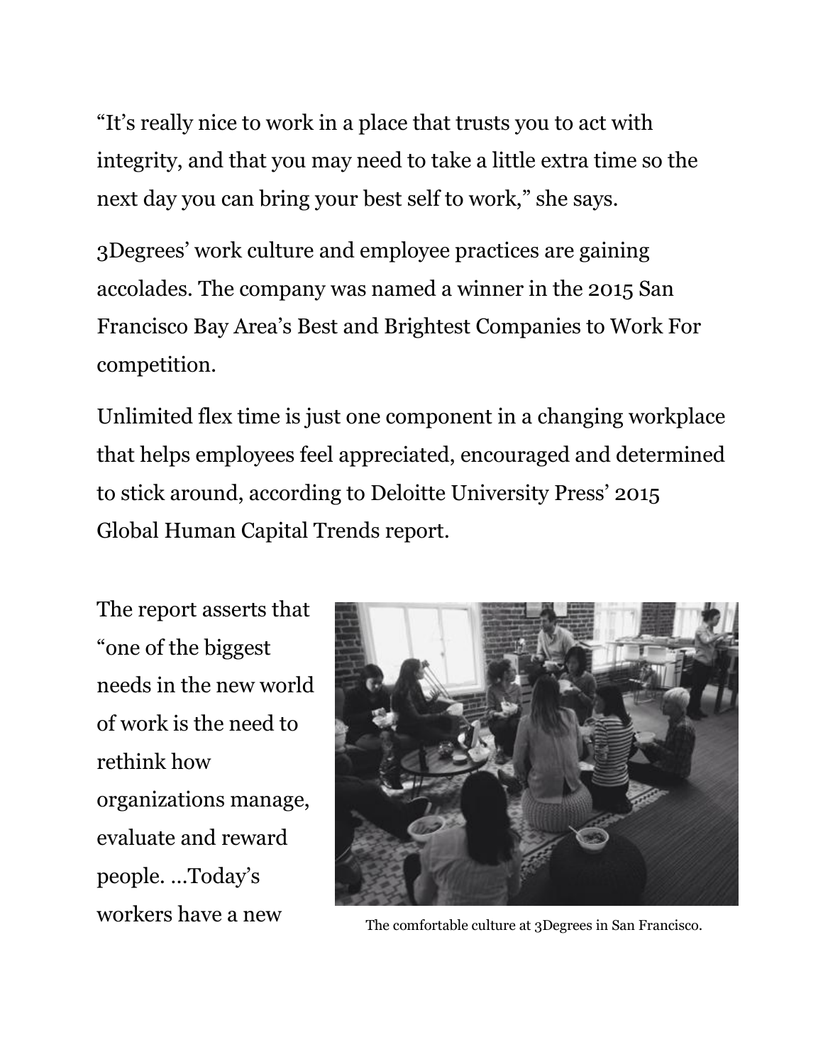"It's really nice to work in a place that trusts you to act with integrity, and that you may need to take a little extra time so the next day you can bring your best self to work," she says.

3Degrees' work culture and employee practices are gaining accolades. The company was named a winner in the 2015 San Francisco Bay Area's Best and Brightest Companies to Work For competition.

Unlimited flex time is just one component in a changing workplace that helps employees feel appreciated, encouraged and determined to stick around, according to Deloitte University Press' 2015 Global Human Capital Trends report.

The report asserts that "one of the biggest needs in the new world of work is the need to rethink how organizations manage, evaluate and reward people. …Today's workers have a new

The comfortable culture at 3Degrees in San Francisco.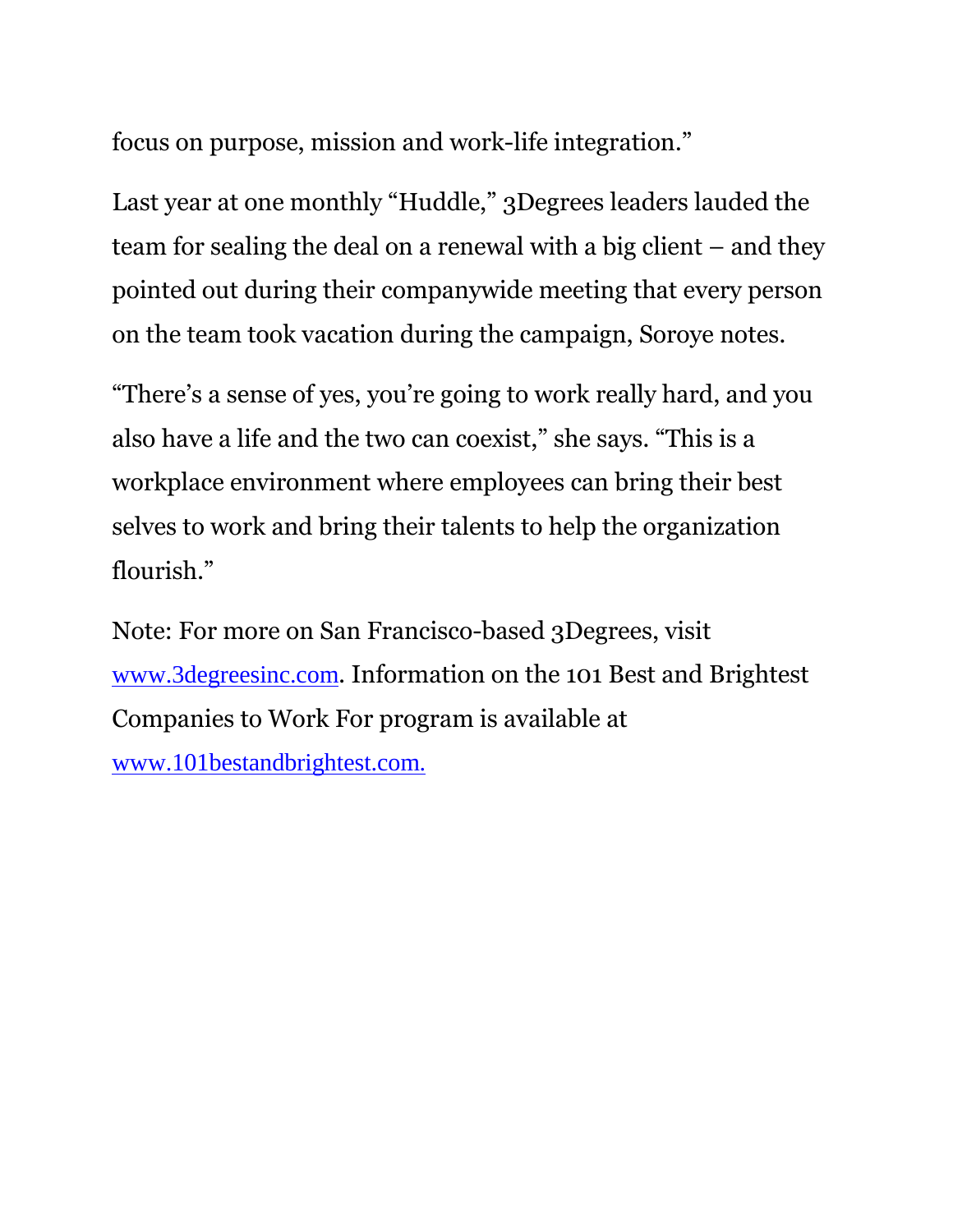focus on purpose, mission and work-life integration."

Last year at one monthly "Huddle," 3Degrees leaders lauded the team for sealing the deal on a renewal with a big client – and they pointed out during their companywide meeting that every person on the team took vacation during the campaign, Soroye notes.

"There's a sense of yes, you're going to work really hard, and you also have a life and the two can coexist," she says. "This is a workplace environment where employees can bring their best selves to work and bring their talents to help the organization flourish."

Note: For more on San Francisco-based 3Degrees, visit [www.3degreesinc.com](http://www.3degreesinc.com). Information on the 101 Best and Brightest Companies to Work For program is available at [www.101bestandbrightest.com.](http://www.101bestandbrightest.com)